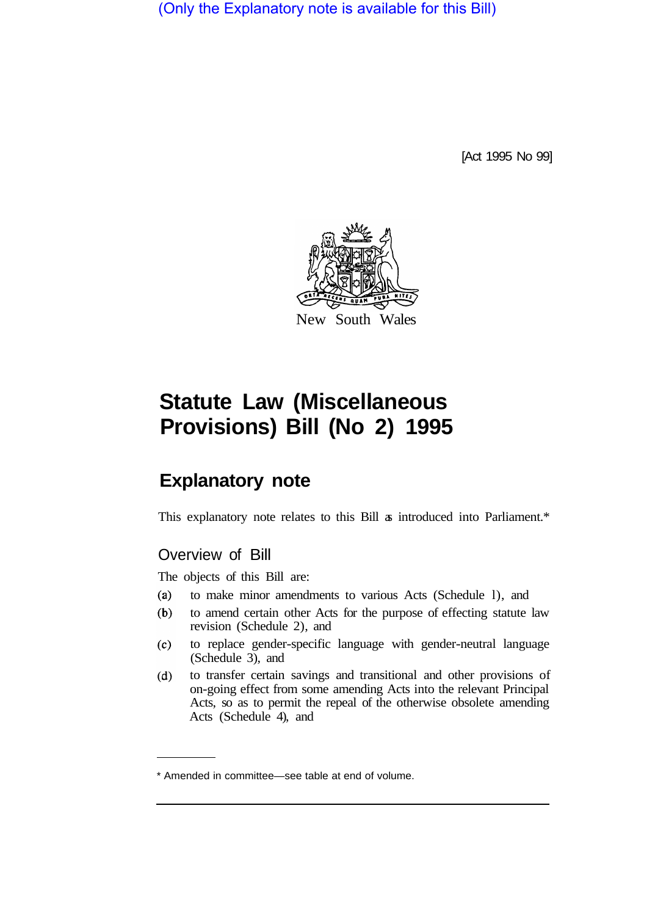(Only the Explanatory note is available for this Bill)

[Act 1995 No 99]

New South Wales

# Statute Law (Miscellaneous Provisions) Bill (No 2) 1995

## Explanatory note

This explanatory note relates to this Bill as introduced into Parliament.*

### Overview of Bill

The objects of this Bill are:

(a) to make minor amendments to various Acts (Schedule 1), and

(b) to amend certain other Acts for the purpose of effecting statute law revision (Schedule 2), and

(c) to replace gender-specific language with gender-neutral language (Schedule 3), and

(d) to transfer certain savings and transitional and other provisions of on-going effect from some amending Acts into the relevant Principal Acts, so as to permit the repeal of the otherwise obsolete amending Acts (Schedule 4), and

---

* Amended in committee—see table at end of volume.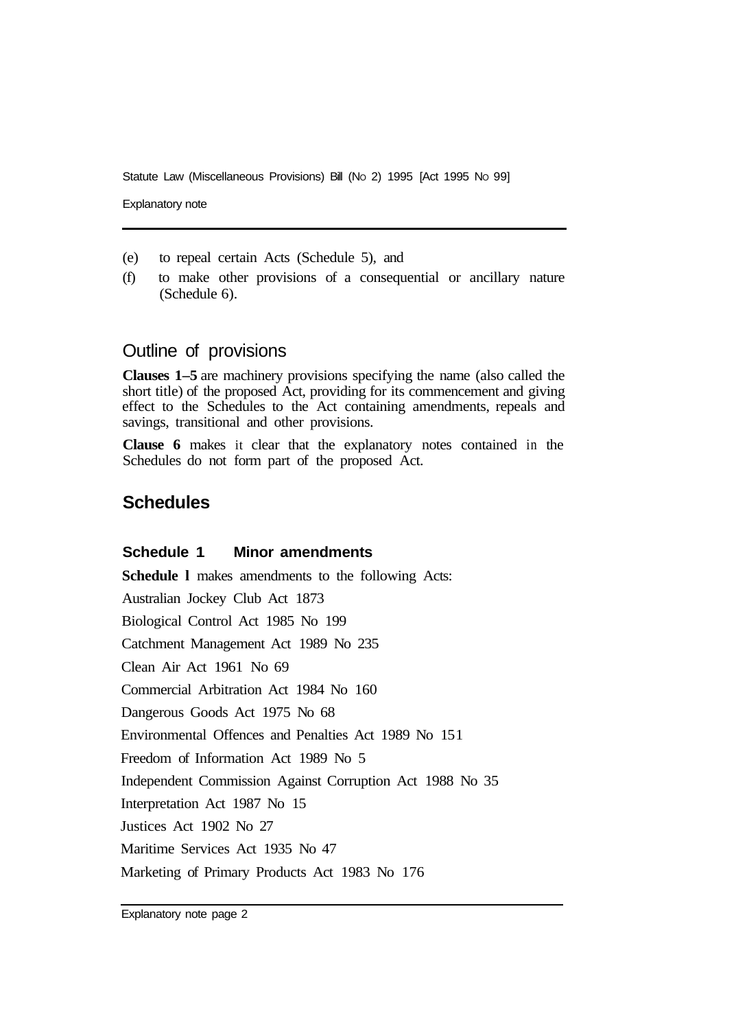(e) to repeal certain Acts (Schedule 5), and

(f) to make other provisions of a consequential or ancillary nature (Schedule 6).

## Outline of provisions

**Clauses 1–5** are machinery provisions specifying the name (also called the short title) of the proposed Act, providing for its commencement and giving effect to the Schedules to the Act containing amendments, repeals and savings, transitional and other provisions.

**Clause 6** makes it clear that the explanatory notes contained in the Schedules do not form part of the proposed Act.

## Schedules

### Schedule 1 Minor amendments

**Schedule l** makes amendments to the following Acts:

Australian Jockey Club Act 1873

Biological Control Act 1985 No 199

Catchment Management Act 1989 No 235

Clean Air Act 1961 No 69

Commercial Arbitration Act 1984 No 160

Dangerous Goods Act 1975 No 68

Environmental Offences and Penalties Act 1989 No 151

Freedom of Information Act 1989 No 5

Independent Commission Against Corruption Act 1988 No 35

Interpretation Act 1987 No 15

Justices Act 1902 No 27

Maritime Services Act 1935 No 47

Marketing of Primary Products Act 1983 No 176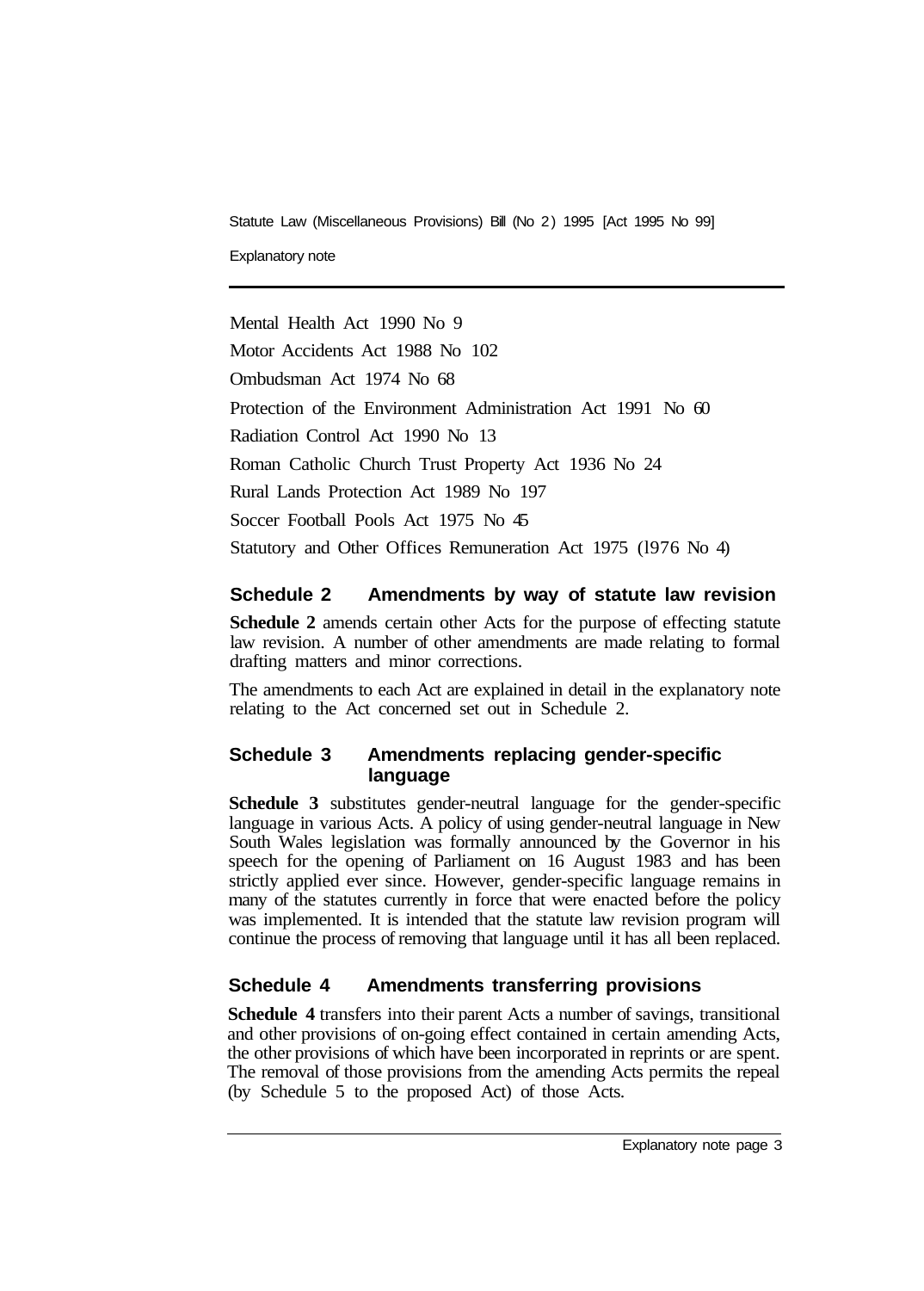Mental Health Act 1990 No 9

Motor Accidents Act 1988 No 102

Ombudsman Act 1974 No 68

Protection of the Environment Administration Act 1991 No 60

Radiation Control Act 1990 No 13

Roman Catholic Church Trust Property Act 1936 No 24

Rural Lands Protection Act 1989 No 197

Soccer Football Pools Act 1975 No 45

Statutory and Other Offices Remuneration Act 1975 (1976 No 4)

## Schedule 2 Amendments by way of statute law revision

**Schedule 2** amends certain other Acts for the purpose of effecting statute law revision. A number of other amendments are made relating to formal drafting matters and minor corrections.

The amendments to each Act are explained in detail in the explanatory note relating to the Act concerned set out in Schedule 2.

## Schedule 3 Amendments replacing gender-specific language

**Schedule 3** substitutes gender-neutral language for the gender-specific language in various Acts. A policy of using gender-neutral language in New South Wales legislation was formally announced by the Governor in his speech for the opening of Parliament on 16 August 1983 and has been strictly applied ever since. However, gender-specific language remains in many of the statutes currently in force that were enacted before the policy was implemented. It is intended that the statute law revision program will continue the process of removing that language until it has all been replaced.

## Schedule 4 Amendments transferring provisions

**Schedule 4** transfers into their parent Acts a number of savings, transitional and other provisions of on-going effect contained in certain amending Acts, the other provisions of which have been incorporated in reprints or are spent. The removal of those provisions from the amending Acts permits the repeal (by Schedule 5 to the proposed Act) of those Acts.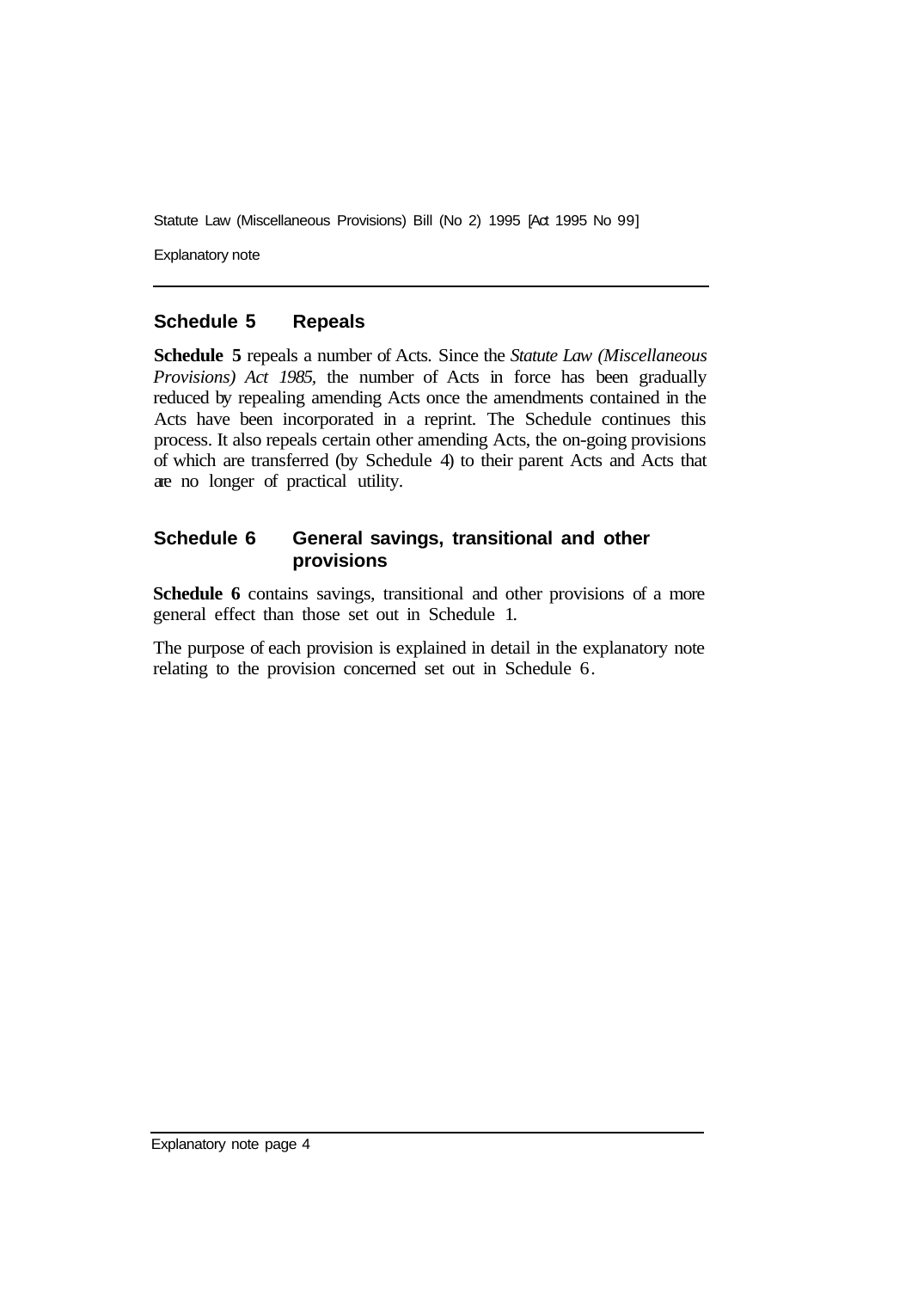## Schedule 5 Repeals

**Schedule 5** repeals a number of Acts. Since the *Statute Law (Miscellaneous Provisions) Act 1985*, the number of Acts in force has been gradually reduced by repealing amending Acts once the amendments contained in the Acts have been incorporated in a reprint. The Schedule continues this process. It also repeals certain other amending Acts, the on-going provisions of which are transferred (by Schedule 4) to their parent Acts and Acts that are no longer of practical utility.

## Schedule 6 General savings, transitional and other provisions

**Schedule 6** contains savings, transitional and other provisions of a more general effect than those set out in Schedule 1.

The purpose of each provision is explained in detail in the explanatory note relating to the provision concerned set out in Schedule 6.